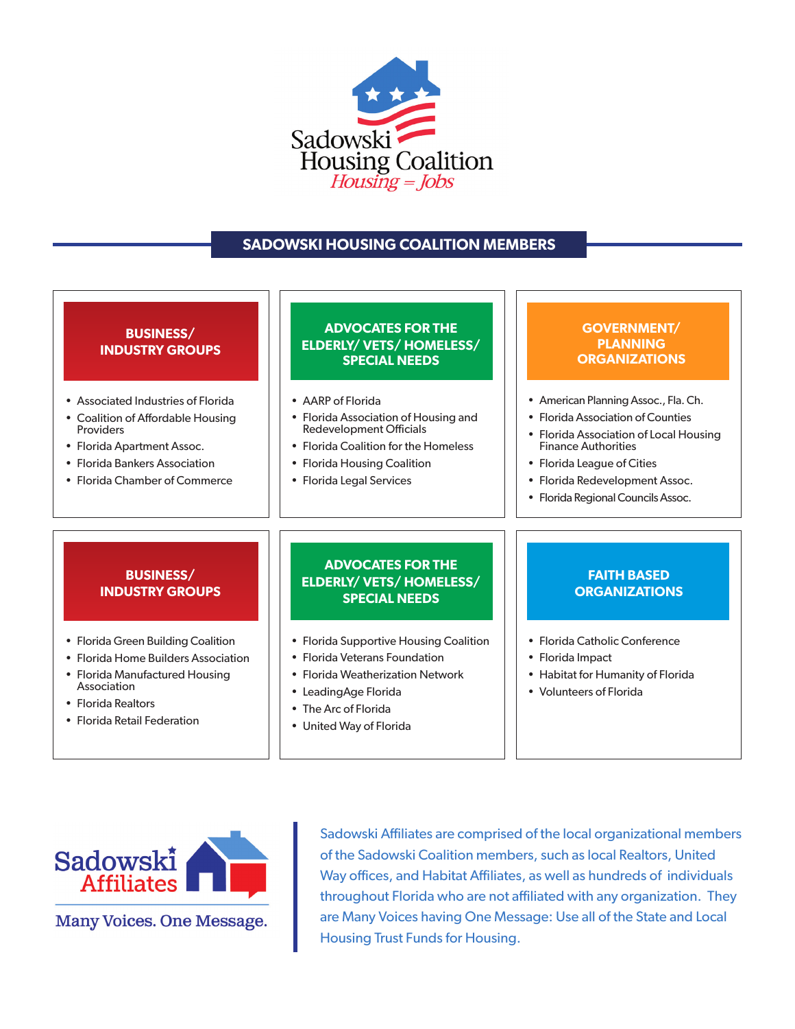Sadowski Housing Coalition

*Housing = Jobs*

## SADOWSKI HOUSING COALITION MEMBERS

### BUSINESS/ INDUSTRY GROUPS

- Associated Industries of Florida
- Coalition of Affordable Housing Providers
- Florida Apartment Assoc.
- Florida Bankers Association
- Florida Chamber of Commerce

### ADVOCATES FOR THE ELDERLY/ VETS/ HOMELESS/ SPECIAL NEEDS

- AARP of Florida
- Florida Association of Housing and Redevelopment Officials
- Florida Coalition for the Homeless
- Florida Housing Coalition
- Florida Legal Services

### GOVERNMENT/ PLANNING ORGANIZATIONS

- American Planning Assoc., Fla. Ch.
- Florida Association of Counties
- Florida Association of Local Housing Finance Authorities
- Florida League of Cities
- Florida Redevelopment Assoc.
- Florida Regional Councils Assoc.

### BUSINESS/ INDUSTRY GROUPS

- Florida Green Building Coalition
- Florida Home Builders Association
- Florida Manufactured Housing Association
- Florida Realtors
- Florida Retail Federation

### ADVOCATES FOR THE ELDERLY/ VETS/ HOMELESS/ SPECIAL NEEDS

- Florida Supportive Housing Coalition
- Florida Veterans Foundation
- Florida Weatherization Network
- LeadingAge Florida
- The Arc of Florida
- United Way of Florida

### FAITH BASED ORGANIZATIONS

- Florida Catholic Conference
- Florida Impact
- Habitat for Humanity of Florida
- Volunteers of Florida

Sadowski Affiliates

Many Voices. One Message.

Sadowski Affiliates are comprised of the local organizational members of the Sadowski Coalition members, such as local Realtors, United Way offices, and Habitat Affiliates, as well as hundreds of individuals throughout Florida who are not affiliated with any organization. They are Many Voices having One Message: Use all of the State and Local Housing Trust Funds for Housing.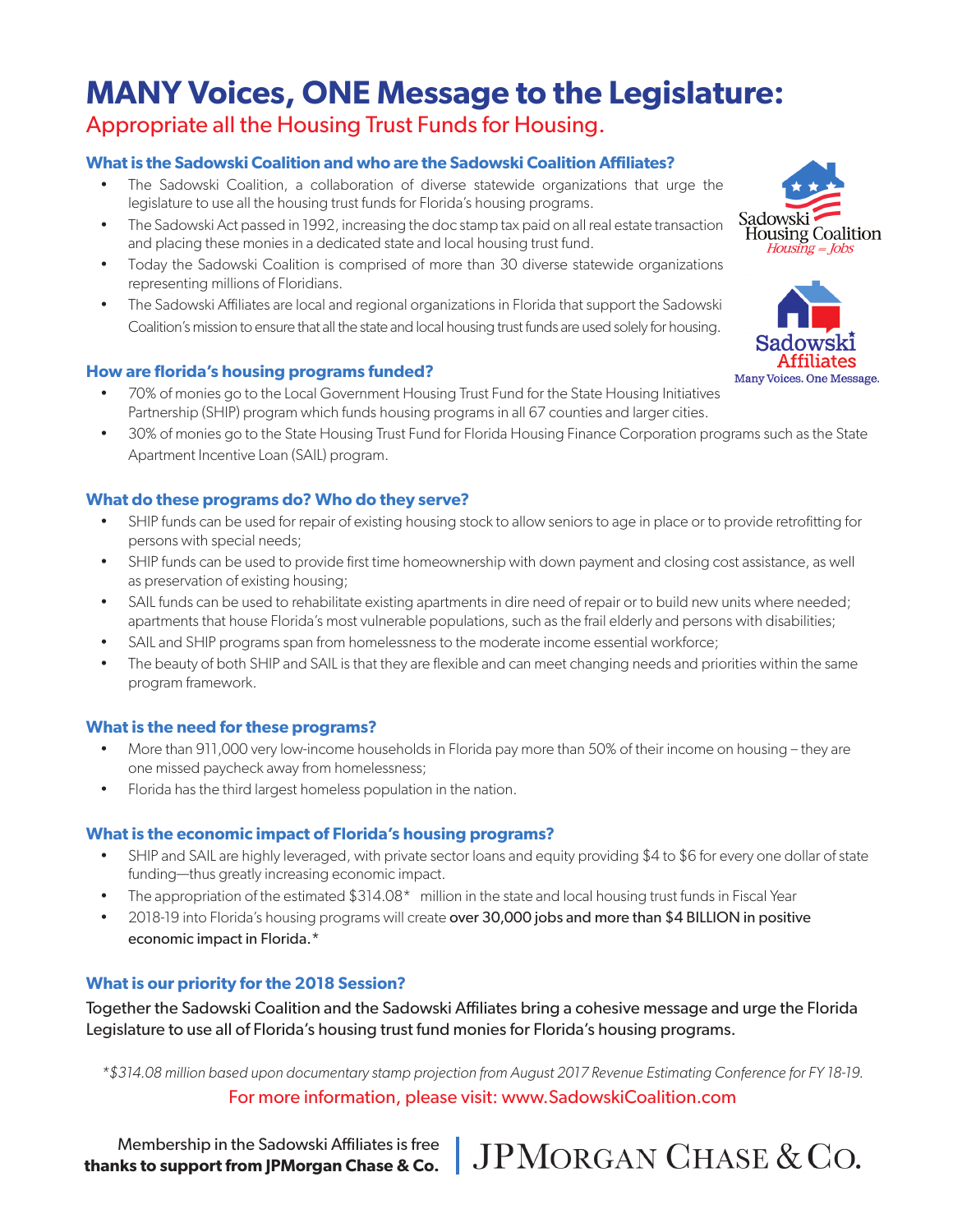# MANY Voices, ONE Message to the Legislature:

## Appropriate all the Housing Trust Funds for Housing.

### What is the Sadowski Coalition and who are the Sadowski Coalition Affiliates?

- The Sadowski Coalition, a collaboration of diverse statewide organizations that urge the legislature to use all the housing trust funds for Florida's housing programs.
- The Sadowski Act passed in 1992, increasing the doc stamp tax paid on all real estate transaction and placing these monies in a dedicated state and local housing trust fund.
- Today the Sadowski Coalition is comprised of more than 30 diverse statewide organizations representing millions of Floridians.
- The Sadowski Affiliates are local and regional organizations in Florida that support the Sadowski Coalition's mission to ensure that all the state and local housing trust funds are used solely for housing.

Sadowski Housing Coalition
*Housing = Jobs*

Sadowski Affiliates
Many Voices. One Message.

### How are florida's housing programs funded?

- 70% of monies go to the Local Government Housing Trust Fund for the State Housing Initiatives Partnership (SHIP) program which funds housing programs in all 67 counties and larger cities.
- 30% of monies go to the State Housing Trust Fund for Florida Housing Finance Corporation programs such as the State Apartment Incentive Loan (SAIL) program.

### What do these programs do? Who do they serve?

- SHIP funds can be used for repair of existing housing stock to allow seniors to age in place or to provide retrofitting for persons with special needs;
- SHIP funds can be used to provide first time homeownership with down payment and closing cost assistance, as well as preservation of existing housing;
- SAIL funds can be used to rehabilitate existing apartments in dire need of repair or to build new units where needed; apartments that house Florida's most vulnerable populations, such as the frail elderly and persons with disabilities;
- SAIL and SHIP programs span from homelessness to the moderate income essential workforce;
- The beauty of both SHIP and SAIL is that they are flexible and can meet changing needs and priorities within the same program framework.

### What is the need for these programs?

- More than 911,000 very low-income households in Florida pay more than 50% of their income on housing – they are one missed paycheck away from homelessness;
- Florida has the third largest homeless population in the nation.

### What is the economic impact of Florida's housing programs?

- SHIP and SAIL are highly leveraged, with private sector loans and equity providing $4 to $6 for every one dollar of state funding—thus greatly increasing economic impact.
- The appropriation of the estimated $314.08* million in the state and local housing trust funds in Fiscal Year 2018-19 into Florida's housing programs will create **over 30,000 jobs and more than $4 BILLION in positive economic impact in Florida.***

### What is our priority for the 2018 Session?

Together the Sadowski Coalition and the Sadowski Affiliates bring a cohesive message and urge the Florida Legislature to use all of Florida's housing trust fund monies for Florida's housing programs.

*\*$314.08 million based upon documentary stamp projection from August 2017 Revenue Estimating Conference for FY 18-19.*

For more information, please visit: www.SadowskiCoalition.com

Membership in the Sadowski Affiliates is free **thanks to support from JPMorgan Chase & Co.**

JPMorgan Chase & Co.